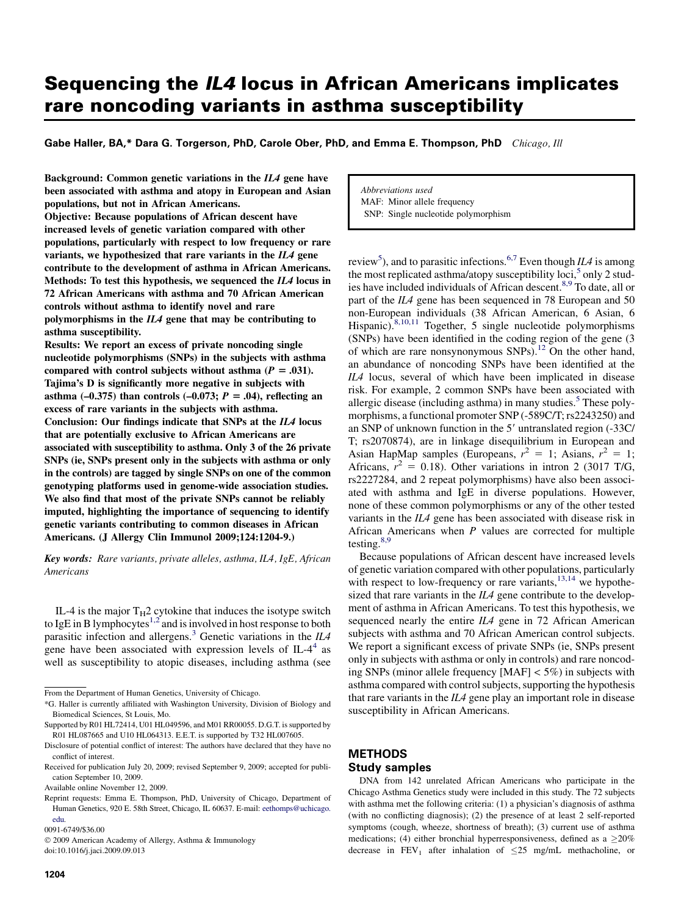# Sequencing the *IL4* locus in African Americans implicates rare noncoding variants in asthma susceptibility

**Gabe Haller, BA,\* Dara G. Torgerson, PhD, Carole Ober, PhD, and Emma E. Thompson, PhD** *Chicago, Ill*

**Background: Common genetic variations in the *IL4* gene have been associated with asthma and atopy in European and Asian populations, but not in African Americans.**

**Objective: Because populations of African descent have increased levels of genetic variation compared with other populations, particularly with respect to low frequency or rare variants, we hypothesized that rare variants in the *IL4* gene contribute to the development of asthma in African Americans.**

**Methods: To test this hypothesis, we sequenced the *IL4* locus in 72 African Americans with asthma and 70 African American controls without asthma to identify novel and rare polymorphisms in the *IL4* gene that may be contributing to asthma susceptibility.**

**Results: We report an excess of private noncoding single nucleotide polymorphisms (SNPs) in the subjects with asthma compared with control subjects without asthma ($P = .031$). Tajima's D is significantly more negative in subjects with asthma (–0.375) than controls (–0.073; $P = .04$), reflecting an excess of rare variants in the subjects with asthma.**

**Conclusion: Our findings indicate that SNPs at the *IL4* locus that are potentially exclusive to African Americans are associated with susceptibility to asthma. Only 3 of the 26 private SNPs (ie, SNPs present only in the subjects with asthma or only in the controls) are tagged by single SNPs on one of the common genotyping platforms used in genome-wide association studies. We also find that most of the private SNPs cannot be reliably imputed, highlighting the importance of sequencing to identify genetic variants contributing to common diseases in African Americans. (J Allergy Clin Immunol 2009;124:1204-9.)**

***Key words:** Rare variants, private alleles, asthma, IL4, IgE, African Americans*

*Abbreviations used*
MAF: Minor allele frequency
SNP: Single nucleotide polymorphism

IL-4 is the major $T_H2$ cytokine that induces the isotype switch to IgE in B lymphocytes[1,2] and is involved in host response to both parasitic infection and allergens.[3] Genetic variations in the *IL4* gene have been associated with expression levels of IL-4[4] as well as susceptibility to atopic diseases, including asthma (see review[5]), and to parasitic infections.[6,7] Even though *IL4* is among the most replicated asthma/atopy susceptibility loci,[5] only 2 studies have included individuals of African descent.[8,9] To date, all or part of the *IL4* gene has been sequenced in 78 European and 50 non-European individuals (38 African American, 6 Asian, 6 Hispanic).[8,10,11] Together, 5 single nucleotide polymorphisms (SNPs) have been identified in the coding region of the gene (3 of which are rare nonsynonymous SNPs).[12] On the other hand, an abundance of noncoding SNPs have been identified at the *IL4* locus, several of which have been implicated in disease risk. For example, 2 common SNPs have been associated with allergic disease (including asthma) in many studies.[5] These polymorphisms, a functional promoter SNP (-589C/T; rs2243250) and an SNP of unknown function in the 5′ untranslated region (-33C/T; rs2070874), are in linkage disequilibrium in European and Asian HapMap samples (Europeans, $r^2 = 1$; Asians, $r^2 = 1$; Africans, $r^2 = 0.18$). Other variations in intron 2 (3017 T/G, rs2227284, and 2 repeat polymorphisms) have also been associated with asthma and IgE in diverse populations. However, none of these common polymorphisms or any of the other tested variants in the *IL4* gene has been associated with disease risk in African Americans when *P* values are corrected for multiple testing.[8,9]

Because populations of African descent have increased levels of genetic variation compared with other populations, particularly with respect to low-frequency or rare variants,[13,14] we hypothesized that rare variants in the *IL4* gene contribute to the development of asthma in African Americans. To test this hypothesis, we sequenced nearly the entire *IL4* gene in 72 African American subjects with asthma and 70 African American control subjects. We report a significant excess of private SNPs (ie, SNPs present only in subjects with asthma or only in controls) and rare noncoding SNPs (minor allele frequency [MAF] < 5%) in subjects with asthma compared with control subjects, supporting the hypothesis that rare variants in the *IL4* gene play an important role in disease susceptibility in African Americans.

## METHODS

### Study samples

DNA from 142 unrelated African Americans who participate in the Chicago Asthma Genetics study were included in this study. The 72 subjects with asthma met the following criteria: (1) a physician's diagnosis of asthma (with no conflicting diagnosis); (2) the presence of at least 2 self-reported symptoms (cough, wheeze, shortness of breath); (3) current use of asthma medications; (4) either bronchial hyperresponsiveness, defined as a $\geq$20% decrease in $FEV_1$ after inhalation of $\leq$25 mg/mL methacholine, or

From the Department of Human Genetics, University of Chicago.

\*G. Haller is currently affiliated with Washington University, Division of Biology and Biomedical Sciences, St Louis, Mo.

Supported by R01 HL72414, U01 HL049596, and M01 RR00055. D.G.T. is supported by R01 HL087665 and U10 HL064313. E.E.T. is supported by T32 HL007605.

Disclosure of potential conflict of interest: The authors have declared that they have no conflict of interest.

Received for publication July 20, 2009; revised September 9, 2009; accepted for publication September 10, 2009.

Available online November 12, 2009.

Reprint requests: Emma E. Thompson, PhD, University of Chicago, Department of Human Genetics, 920 E. 58th Street, Chicago, IL 60637. E-mail: eethomps@uchicago.edu.

0091-6749/$36.00

© 2009 American Academy of Allergy, Asthma & Immunology

doi:10.1016/j.jaci.2009.09.013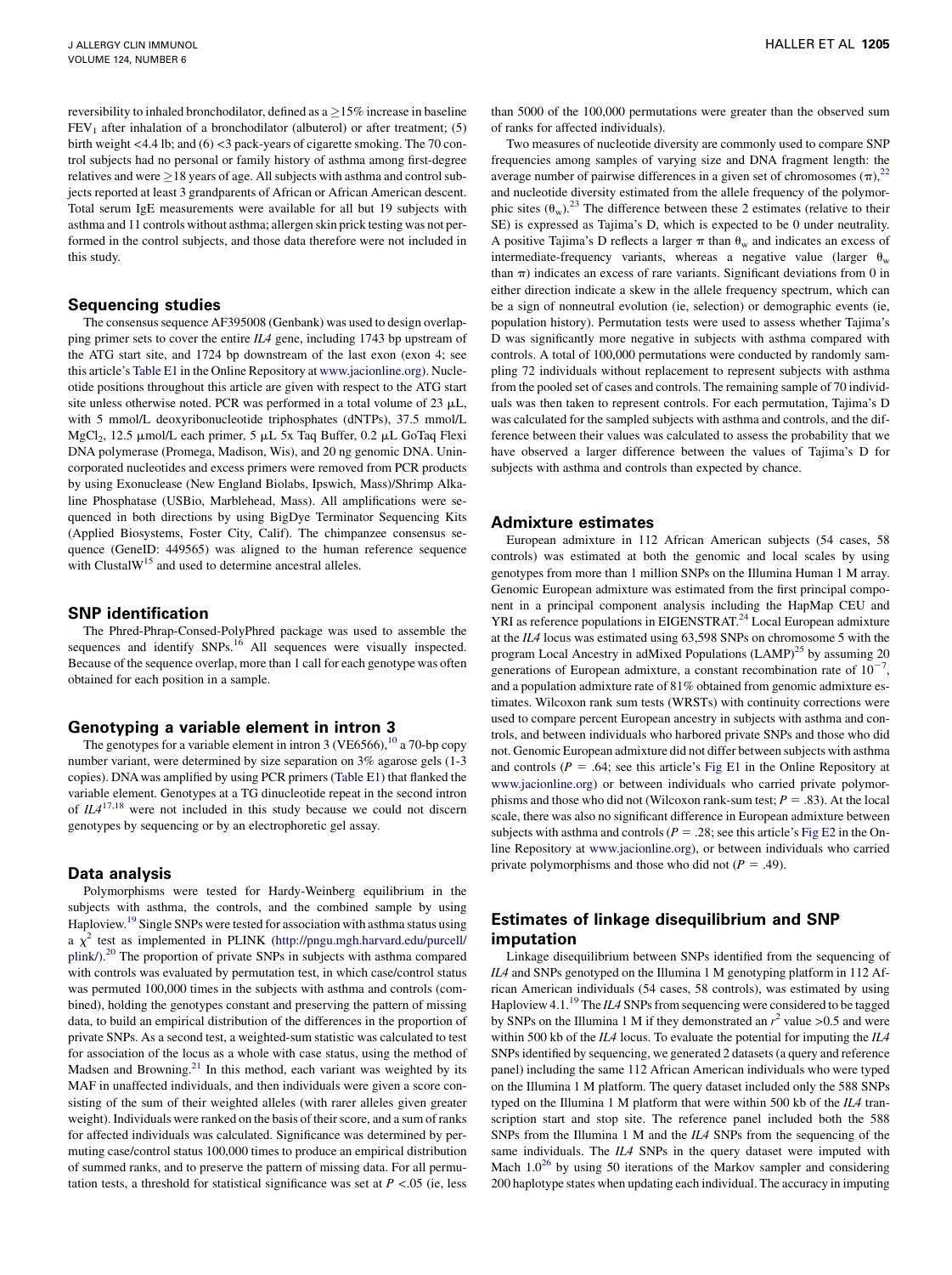reversibility to inhaled bronchodilator, defined as a ≥15% increase in baseline $FEV_1$ after inhalation of a bronchodilator (albuterol) or after treatment; (5) birth weight <4.4 lb; and (6) <3 pack-years of cigarette smoking. The 70 control subjects had no personal or family history of asthma among first-degree relatives and were ≥18 years of age. All subjects with asthma and control subjects reported at least 3 grandparents of African or African American descent. Total serum IgE measurements were available for all but 19 subjects with asthma and 11 controls without asthma; allergen skin prick testing was not performed in the control subjects, and those data therefore were not included in this study.

## Sequencing studies

The consensus sequence AF395008 (Genbank) was used to design overlapping primer sets to cover the entire *IL4* gene, including 1743 bp upstream of the ATG start site, and 1724 bp downstream of the last exon (exon 4; see this article's Table E1 in the Online Repository at www.jacionline.org). Nucleotide positions throughout this article are given with respect to the ATG start site unless otherwise noted. PCR was performed in a total volume of 23 μL, with 5 mmol/L deoxyribonucleotide triphosphates (dNTPs), 37.5 mmol/L $MgCl_2$, 12.5 μmol/L each primer, 5 μL 5x Taq Buffer, 0.2 μL GoTaq Flexi DNA polymerase (Promega, Madison, Wis), and 20 ng genomic DNA. Unincorporated nucleotides and excess primers were removed from PCR products by using Exonuclease (New England Biolabs, Ipswich, Mass)/Shrimp Alkaline Phosphatase (USBio, Marblehead, Mass). All amplifications were sequenced in both directions by using BigDye Terminator Sequencing Kits (Applied Biosystems, Foster City, Calif). The chimpanzee consensus sequence (GeneID: 449565) was aligned to the human reference sequence with ClustalW[15] and used to determine ancestral alleles.

## SNP identification

The Phred-Phrap-Consed-PolyPhred package was used to assemble the sequences and identify SNPs.[16] All sequences were visually inspected. Because of the sequence overlap, more than 1 call for each genotype was often obtained for each position in a sample.

## Genotyping a variable element in intron 3

The genotypes for a variable element in intron 3 (VE6566),[10] a 70-bp copy number variant, were determined by size separation on 3% agarose gels (1-3 copies). DNA was amplified by using PCR primers (Table E1) that flanked the variable element. Genotypes at a TG dinucleotide repeat in the second intron of *IL4*[17,18] were not included in this study because we could not discern genotypes by sequencing or by an electrophoretic gel assay.

## Data analysis

Polymorphisms were tested for Hardy-Weinberg equilibrium in the subjects with asthma, the controls, and the combined sample by using Haploview.[19] Single SNPs were tested for association with asthma status using a $\chi^2$ test as implemented in PLINK (http://pngu.mgh.harvard.edu/purcell/plink/).[20] The proportion of private SNPs in subjects with asthma compared with controls was evaluated by permutation test, in which case/control status was permuted 100,000 times in the subjects with asthma and controls (combined), holding the genotypes constant and preserving the pattern of missing data, to build an empirical distribution of the differences in the proportion of private SNPs. As a second test, a weighted-sum statistic was calculated to test for association of the locus as a whole with case status, using the method of Madsen and Browning.[21] In this method, each variant was weighted by its MAF in unaffected individuals, and then individuals were given a score consisting of the sum of their weighted alleles (with rarer alleles given greater weight). Individuals were ranked on the basis of their score, and a sum of ranks for affected individuals was calculated. Significance was determined by permuting case/control status 100,000 times to produce an empirical distribution of summed ranks, and to preserve the pattern of missing data. For all permutation tests, a threshold for statistical significance was set at $P < .05$ (ie, less than 5000 of the 100,000 permutations were greater than the observed sum of ranks for affected individuals).

Two measures of nucleotide diversity are commonly used to compare SNP frequencies among samples of varying size and DNA fragment length: the average number of pairwise differences in a given set of chromosomes ($\pi$),[22] and nucleotide diversity estimated from the allele frequency of the polymorphic sites ($\theta_w$).[23] The difference between these 2 estimates (relative to their SE) is expressed as Tajima's D, which is expected to be 0 under neutrality. A positive Tajima's D reflects a larger $\pi$ than $\theta_w$ and indicates an excess of intermediate-frequency variants, whereas a negative value (larger $\theta_w$ than $\pi$) indicates an excess of rare variants. Significant deviations from 0 in either direction indicate a skew in the allele frequency spectrum, which can be a sign of nonneutral evolution (ie, selection) or demographic events (ie, population history). Permutation tests were used to assess whether Tajima's D was significantly more negative in subjects with asthma compared with controls. A total of 100,000 permutations were conducted by randomly sampling 72 individuals without replacement to represent subjects with asthma from the pooled set of cases and controls. The remaining sample of 70 individuals was then taken to represent controls. For each permutation, Tajima's D was calculated for the sampled subjects with asthma and controls, and the difference between their values was calculated to assess the probability that we have observed a larger difference between the values of Tajima's D for subjects with asthma and controls than expected by chance.

## Admixture estimates

European admixture in 112 African American subjects (54 cases, 58 controls) was estimated at both the genomic and local scales by using genotypes from more than 1 million SNPs on the Illumina Human 1 M array. Genomic European admixture was estimated from the first principal component in a principal component analysis including the HapMap CEU and YRI as reference populations in EIGENSTRAT.[24] Local European admixture at the *IL4* locus was estimated using 63,598 SNPs on chromosome 5 with the program Local Ancestry in adMixed Populations (LAMP)[25] by assuming 20 generations of European admixture, a constant recombination rate of $10^{-7}$, and a population admixture rate of 81% obtained from genomic admixture estimates. Wilcoxon rank sum tests (WRSTs) with continuity corrections were used to compare percent European ancestry in subjects with asthma and controls, and between individuals who harbored private SNPs and those who did not. Genomic European admixture did not differ between subjects with asthma and controls ($P = .64$; see this article's Fig E1 in the Online Repository at www.jacionline.org) or between individuals who carried private polymorphisms and those who did not (Wilcoxon rank-sum test; $P = .83$). At the local scale, there was also no significant difference in European admixture between subjects with asthma and controls ($P = .28$; see this article's Fig E2 in the Online Repository at www.jacionline.org), or between individuals who carried private polymorphisms and those who did not ($P = .49$).

## Estimates of linkage disequilibrium and SNP imputation

Linkage disequilibrium between SNPs identified from the sequencing of *IL4* and SNPs genotyped on the Illumina 1 M genotyping platform in 112 African American individuals (54 cases, 58 controls), was estimated by using Haploview 4.1.[19] The *IL4* SNPs from sequencing were considered to be tagged by SNPs on the Illumina 1 M if they demonstrated an $r^2$ value >0.5 and were within 500 kb of the *IL4* locus. To evaluate the potential for imputing the *IL4* SNPs identified by sequencing, we generated 2 datasets (a query and reference panel) including the same 112 African American individuals who were typed on the Illumina 1 M platform. The query dataset included only the 588 SNPs typed on the Illumina 1 M platform that were within 500 kb of the *IL4* transcription start and stop site. The reference panel included both the 588 SNPs from the Illumina 1 M and the *IL4* SNPs from the sequencing of the same individuals. The *IL4* SNPs in the query dataset were imputed with Mach 1.0[26] by using 50 iterations of the Markov sampler and considering 200 haplotype states when updating each individual. The accuracy in imputing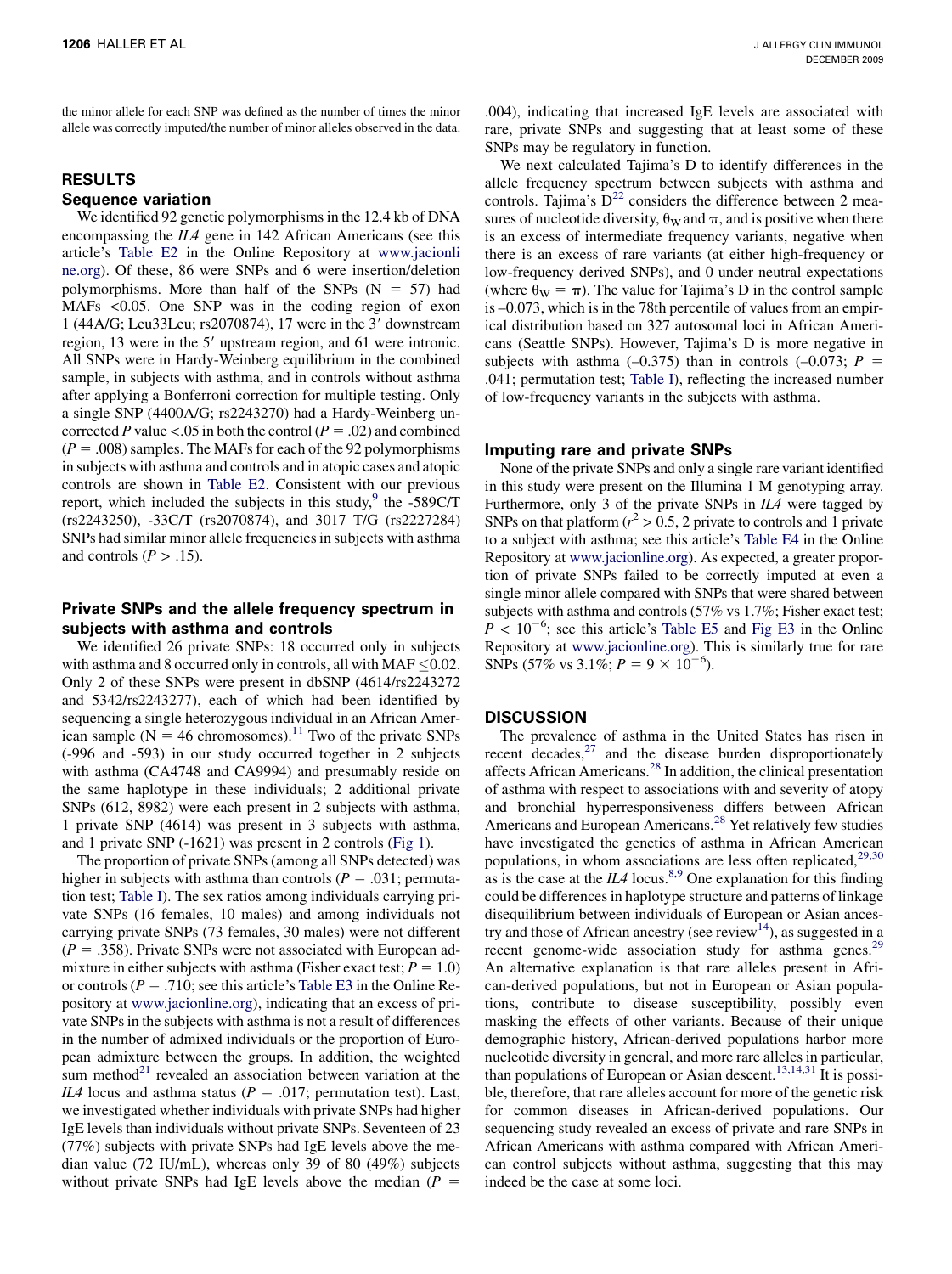the minor allele for each SNP was defined as the number of times the minor allele was correctly imputed/the number of minor alleles observed in the data.

## RESULTS

### Sequence variation

We identified 92 genetic polymorphisms in the 12.4 kb of DNA encompassing the *IL4* gene in 142 African Americans (see this article's Table E2 in the Online Repository at www.jacionline.org). Of these, 86 were SNPs and 6 were insertion/deletion polymorphisms. More than half of the SNPs (N = 57) had MAFs <0.05. One SNP was in the coding region of exon 1 (44A/G; Leu33Leu; rs2070874), 17 were in the 3′ downstream region, 13 were in the 5′ upstream region, and 61 were intronic. All SNPs were in Hardy-Weinberg equilibrium in the combined sample, in subjects with asthma, and in controls without asthma after applying a Bonferroni correction for multiple testing. Only a single SNP (4400A/G; rs2243270) had a Hardy-Weinberg uncorrected $P$ value <.05 in both the control ($P = .02$) and combined ($P = .008$) samples. The MAFs for each of the 92 polymorphisms in subjects with asthma and controls and in atopic cases and atopic controls are shown in Table E2. Consistent with our previous report, which included the subjects in this study,[9] the -589C/T (rs2243250), -33C/T (rs2070874), and 3017 T/G (rs2227284) SNPs had similar minor allele frequencies in subjects with asthma and controls ($P > .15$).

### Private SNPs and the allele frequency spectrum in subjects with asthma and controls

We identified 26 private SNPs: 18 occurred only in subjects with asthma and 8 occurred only in controls, all with MAF ≤0.02. Only 2 of these SNPs were present in dbSNP (4614/rs2243272 and 5342/rs2243277), each of which had been identified by sequencing a single heterozygous individual in an African American sample (N = 46 chromosomes).[11] Two of the private SNPs (-996 and -593) in our study occurred together in 2 subjects with asthma (CA4748 and CA9994) and presumably reside on the same haplotype in these individuals; 2 additional private SNPs (612, 8982) were each present in 2 subjects with asthma, 1 private SNP (4614) was present in 3 subjects with asthma, and 1 private SNP (-1621) was present in 2 controls (Fig 1).

The proportion of private SNPs (among all SNPs detected) was higher in subjects with asthma than controls ($P = .031$; permutation test; Table I). The sex ratios among individuals carrying private SNPs (16 females, 10 males) and among individuals not carrying private SNPs (73 females, 30 males) were not different ($P = .358$). Private SNPs were not associated with European admixture in either subjects with asthma (Fisher exact test; $P = 1.0$) or controls ($P = .710$; see this article's Table E3 in the Online Repository at www.jacionline.org), indicating that an excess of private SNPs in the subjects with asthma is not a result of differences in the number of admixed individuals or the proportion of European admixture between the groups. In addition, the weighted sum method[21] revealed an association between variation at the *IL4* locus and asthma status ($P = .017$; permutation test). Last, we investigated whether individuals with private SNPs had higher IgE levels than individuals without private SNPs. Seventeen of 23 (77%) subjects with private SNPs had IgE levels above the median value (72 IU/mL), whereas only 39 of 80 (49%) subjects without private SNPs had IgE levels above the median ($P = .004$), indicating that increased IgE levels are associated with rare, private SNPs and suggesting that at least some of these SNPs may be regulatory in function.

We next calculated Tajima's D to identify differences in the allele frequency spectrum between subjects with asthma and controls. Tajima's D[22] considers the difference between 2 measures of nucleotide diversity, $\theta_W$ and $\pi$, and is positive when there is an excess of intermediate frequency variants, negative when there is an excess of rare variants (at either high-frequency or low-frequency derived SNPs), and 0 under neutral expectations (where $\theta_W = \pi$). The value for Tajima's D in the control sample is –0.073, which is in the 78th percentile of values from an empirical distribution based on 327 autosomal loci in African Americans (Seattle SNPs). However, Tajima's D is more negative in subjects with asthma (–0.375) than in controls (–0.073; $P = .041$; permutation test; Table I), reflecting the increased number of low-frequency variants in the subjects with asthma.

### Imputing rare and private SNPs

None of the private SNPs and only a single rare variant identified in this study were present on the Illumina 1 M genotyping array. Furthermore, only 3 of the private SNPs in *IL4* were tagged by SNPs on that platform ($r^2 > 0.5$, 2 private to controls and 1 private to a subject with asthma; see this article's Table E4 in the Online Repository at www.jacionline.org). As expected, a greater proportion of private SNPs failed to be correctly imputed at even a single minor allele compared with SNPs that were shared between subjects with asthma and controls (57% vs 1.7%; Fisher exact test; $P < 10^{-6}$; see this article's Table E5 and Fig E3 in the Online Repository at www.jacionline.org). This is similarly true for rare SNPs (57% vs 3.1%; $P = 9 \times 10^{-6}$).

## DISCUSSION

The prevalence of asthma in the United States has risen in recent decades,[27] and the disease burden disproportionately affects African Americans.[28] In addition, the clinical presentation of asthma with respect to associations with and severity of atopy and bronchial hyperresponsiveness differs between African Americans and European Americans.[28] Yet relatively few studies have investigated the genetics of asthma in African American populations, in whom associations are less often replicated,[29,30] as is the case at the *IL4* locus.[8,9] One explanation for this finding could be differences in haplotype structure and patterns of linkage disequilibrium between individuals of European or Asian ancestry and those of African ancestry (see review[14]), as suggested in a recent genome-wide association study for asthma genes.[29] An alternative explanation is that rare alleles present in African-derived populations, but not in European or Asian populations, contribute to disease susceptibility, possibly even masking the effects of other variants. Because of their unique demographic history, African-derived populations harbor more nucleotide diversity in general, and more rare alleles in particular, than populations of European or Asian descent.[13,14,31] It is possible, therefore, that rare alleles account for more of the genetic risk for common diseases in African-derived populations. Our sequencing study revealed an excess of private and rare SNPs in African Americans with asthma compared with African American control subjects without asthma, suggesting that this may indeed be the case at some loci.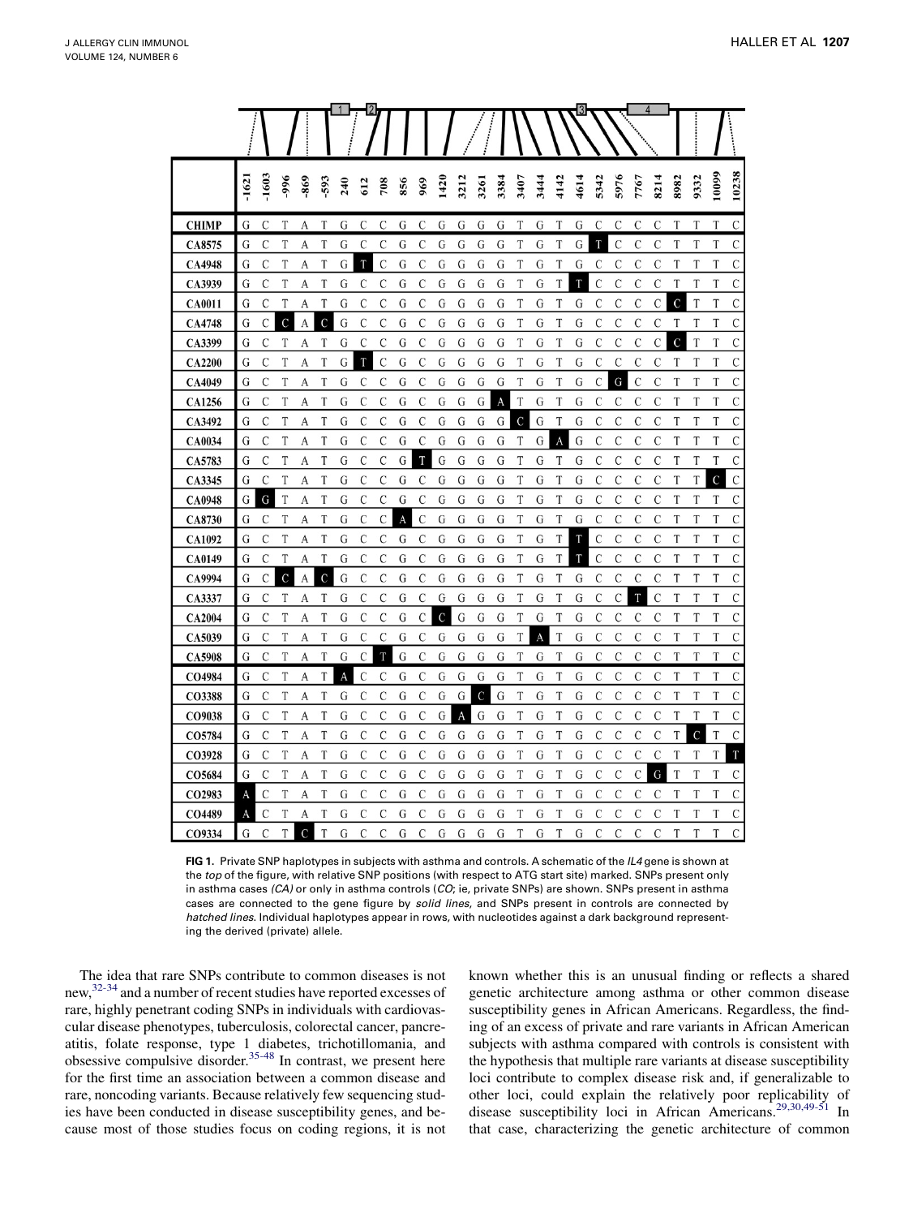| | -1621 | -1603 | -996 | -869 | -593 | 240 | 612 | 708 | 856 | 969 | 1420 | 3212 | 3261 | 3384 | 3407 | 3444 | 4142 | 4614 | 5342 | 5976 | 7767 | 8214 | 8982 | 9332 | 10099 | 10238 |
|---|---|---|---|---|---|---|---|---|---|---|---|---|---|---|---|---|---|---|---|---|---|---|---|---|---|---|
| **CHIMP** | G | C | T | A | T | G | C | C | G | C | G | G | G | G | T | G | T | G | C | C | C | C | T | T | T | C |
| **CA8575** | G | C | T | A | T | G | C | C | G | C | G | G | G | G | T | G | T | G | **T** | C | C | C | T | T | T | C |
| **CA4948** | G | C | T | A | T | G | **T** | C | G | C | G | G | G | G | T | G | T | G | C | C | C | C | T | T | T | C |
| **CA3939** | G | C | T | A | T | G | C | C | G | C | G | G | G | G | T | G | T | **T** | C | C | C | C | T | T | T | C |
| **CA0011** | G | C | T | A | T | G | C | C | G | C | G | G | G | G | T | G | T | G | C | C | C | C | **C** | T | T | C |
| **CA4748** | G | C | **C** | A | **C** | G | C | C | G | C | G | G | G | G | T | G | T | G | C | C | C | C | T | T | T | C |
| **CA3399** | G | C | T | A | T | G | C | C | G | C | G | G | G | G | T | G | T | G | C | C | C | C | **C** | T | T | C |
| **CA2200** | G | C | T | A | T | G | **T** | C | G | C | G | G | G | G | T | G | T | G | C | C | C | C | T | T | T | C |
| **CA4049** | G | C | T | A | T | G | C | C | G | C | G | G | G | G | T | G | T | G | C | **G** | C | C | T | T | T | C |
| **CA1256** | G | C | T | A | T | G | C | C | G | C | G | G | G | **A** | T | G | T | G | C | C | C | C | T | T | T | C |
| **CA3492** | G | C | T | A | T | G | C | C | G | C | G | G | G | G | **C** | G | T | G | C | C | C | C | T | T | T | C |
| **CA0034** | G | C | T | A | T | G | C | C | G | C | G | G | G | G | T | G | **A** | G | C | C | C | C | T | T | T | C |
| **CA5783** | G | C | T | A | T | G | C | C | G | **T** | G | G | G | G | T | G | T | G | C | C | C | C | T | T | T | C |
| **CA3345** | G | C | T | A | T | G | C | C | G | C | G | G | G | G | T | G | T | G | C | C | C | C | T | T | **C** | C |
| **CA0948** | G | **G** | T | A | T | G | C | C | G | C | G | G | G | G | T | G | T | G | C | C | C | C | T | T | T | C |
| **CA8730** | G | C | T | A | T | G | C | C | **A** | C | G | G | G | G | T | G | T | G | C | C | C | C | T | T | T | C |
| **CA1092** | G | C | T | A | T | G | C | C | G | C | G | G | G | G | T | G | T | **T** | C | C | C | C | T | T | T | C |
| **CA0149** | G | C | T | A | T | G | C | C | G | C | G | G | G | G | T | G | T | **T** | C | C | C | C | T | T | T | C |
| **CA9994** | G | C | **C** | A | **C** | G | C | C | G | C | G | G | G | G | T | G | T | G | C | C | C | C | T | T | T | C |
| **CA3337** | G | C | T | A | T | G | C | C | G | C | G | G | G | G | T | G | T | G | C | C | **T** | C | T | T | T | C |
| **CA2004** | G | C | T | A | T | G | C | C | G | C | **C** | G | G | G | T | G | T | G | C | C | C | C | T | T | T | C |
| **CA5039** | G | C | T | A | T | G | C | C | G | C | G | G | G | G | T | **A** | T | G | C | C | C | C | T | T | T | C |
| **CA5908** | G | C | T | A | T | G | C | **T** | G | C | G | G | G | G | T | G | T | G | C | C | C | C | T | T | T | C |
| **CO4984** | G | C | T | A | T | **A** | C | C | G | C | G | G | G | G | T | G | T | G | C | C | C | C | T | T | T | C |
| **CO3388** | G | C | T | A | T | G | C | C | G | C | G | G | **C** | G | T | G | T | G | C | C | C | C | T | T | T | C |
| **CO9038** | G | C | T | A | T | G | C | C | G | C | G | **A** | G | G | T | G | T | G | C | C | C | C | T | T | T | C |
| **CO5784** | G | C | T | A | T | G | C | C | G | C | G | G | G | G | T | G | T | G | C | C | C | C | T | **C** | T | C |
| **CO3928** | G | C | T | A | T | G | C | C | G | C | G | G | G | G | T | G | T | G | C | C | C | C | T | T | T | **T** |
| **CO5684** | G | C | T | A | T | G | C | C | G | C | G | G | G | G | T | G | T | G | C | C | C | **G** | T | T | T | C |
| **CO2983** | **A** | C | T | A | T | G | C | C | G | C | G | G | G | G | T | G | T | G | C | C | C | C | T | T | T | C |
| **CO4489** | **A** | C | T | A | T | G | C | C | G | C | G | G | G | G | T | G | T | G | C | C | C | C | T | T | T | C |
| **CO9334** | G | C | T | **C** | T | G | C | C | G | C | G | G | G | G | T | G | T | G | C | C | C | C | T | T | T | C |

**FIG 1.** Private SNP haplotypes in subjects with asthma and controls. A schematic of the *IL4* gene is shown at the *top* of the figure, with relative SNP positions (with respect to ATG start site) marked. SNPs present only in asthma cases *(CA)* or only in asthma controls (*CO*; ie, private SNPs) are shown. SNPs present in asthma cases are connected to the gene figure by *solid lines*, and SNPs present in controls are connected by *hatched lines*. Individual haplotypes appear in rows, with nucleotides against a dark background representing the derived (private) allele.

The idea that rare SNPs contribute to common diseases is not new,[32-34] and a number of recent studies have reported excesses of rare, highly penetrant coding SNPs in individuals with cardiovascular disease phenotypes, tuberculosis, colorectal cancer, pancreatitis, folate response, type 1 diabetes, trichotillomania, and obsessive compulsive disorder.[35-48] In contrast, we present here for the first time an association between a common disease and rare, noncoding variants. Because relatively few sequencing studies have been conducted in disease susceptibility genes, and because most of those studies focus on coding regions, it is not known whether this is an unusual finding or reflects a shared genetic architecture among asthma or other common disease susceptibility genes in African Americans. Regardless, the finding of an excess of private and rare variants in African American subjects with asthma compared with controls is consistent with the hypothesis that multiple rare variants at disease susceptibility loci contribute to complex disease risk and, if generalizable to other loci, could explain the relatively poor replicability of disease susceptibility loci in African Americans.[29,30,49-51] In that case, characterizing the genetic architecture of common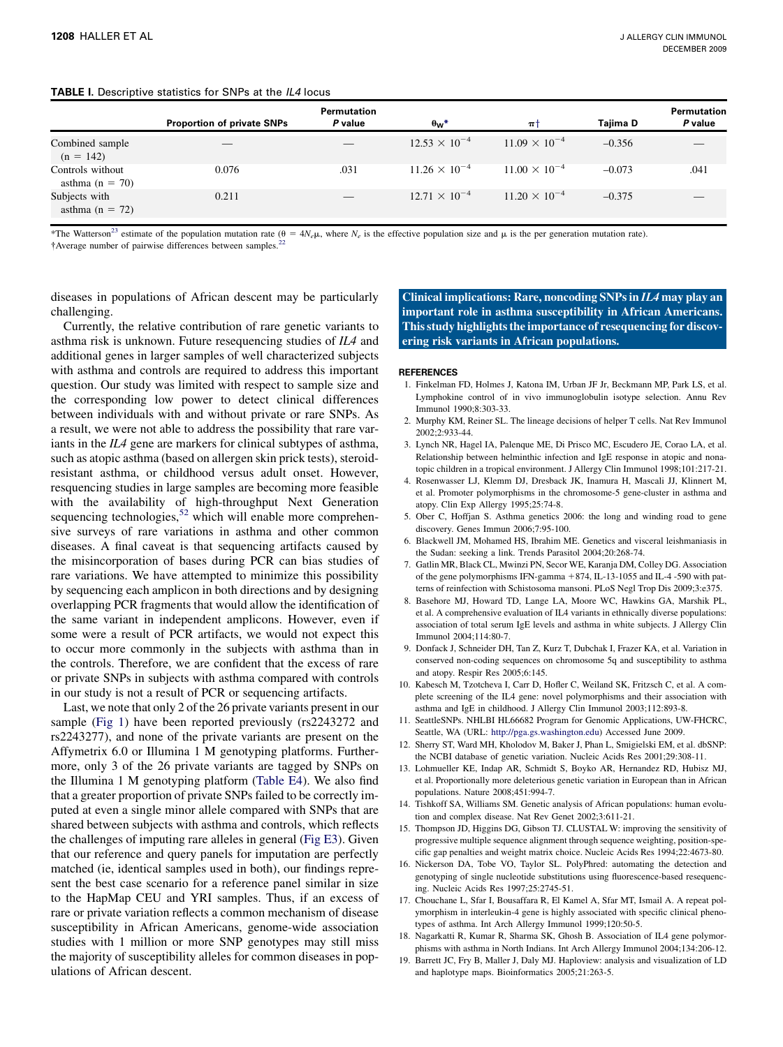**TABLE I.** Descriptive statistics for SNPs at the *IL4* locus

| | Proportion of private SNPs | Permutation *P* value | $\theta_W$* | $\pi$† | Tajima D | Permutation *P* value |
|---|---|---|---|---|---|---|
| Combined sample (n = 142) | — | — | $12.53 \times 10^{-4}$ | $11.09 \times 10^{-4}$ | −0.356 | — |
| Controls without asthma (n = 70) | 0.076 | .031 | $11.26 \times 10^{-4}$ | $11.00 \times 10^{-4}$ | −0.073 | .041 |
| Subjects with asthma (n = 72) | 0.211 | — | $12.71 \times 10^{-4}$ | $11.20 \times 10^{-4}$ | −0.375 | — |

*The Watterson[23] estimate of the population mutation rate ($\theta = 4N_e\mu$, where $N_e$ is the effective population size and $\mu$ is the per generation mutation rate).
†Average number of pairwise differences between samples.[22]

diseases in populations of African descent may be particularly challenging.

Currently, the relative contribution of rare genetic variants to asthma risk is unknown. Future resequencing studies of *IL4* and additional genes in larger samples of well characterized subjects with asthma and controls are required to address this important question. Our study was limited with respect to sample size and the corresponding low power to detect clinical differences between individuals with and without private or rare SNPs. As a result, we were not able to address the possibility that rare variants in the *IL4* gene are markers for clinical subtypes of asthma, such as atopic asthma (based on allergen skin prick tests), steroid-resistant asthma, or childhood versus adult onset. However, resequencing studies in large samples are becoming more feasible with the availability of high-throughput Next Generation sequencing technologies,[52] which will enable more comprehensive surveys of rare variations in asthma and other common diseases. A final caveat is that sequencing artifacts caused by the misincorporation of bases during PCR can bias studies of rare variations. We have attempted to minimize this possibility by sequencing each amplicon in both directions and by designing overlapping PCR fragments that would allow the identification of the same variant in independent amplicons. However, even if some were a result of PCR artifacts, we would not expect this to occur more commonly in the subjects with asthma than in the controls. Therefore, we are confident that the excess of rare or private SNPs in subjects with asthma compared with controls in our study is not a result of PCR or sequencing artifacts.

Last, we note that only 2 of the 26 private variants present in our sample (Fig 1) have been reported previously (rs2243272 and rs2243277), and none of the private variants are present on the Affymetrix 6.0 or Illumina 1 M genotyping platforms. Furthermore, only 3 of the 26 private variants are tagged by SNPs on the Illumina 1 M genotyping platform (Table E4). We also find that a greater proportion of private SNPs failed to be correctly imputed at even a single minor allele compared with SNPs that are shared between subjects with asthma and controls, which reflects the challenges of imputing rare alleles in general (Fig E3). Given that our reference and query panels for imputation are perfectly matched (ie, identical samples used in both), our findings represent the best case scenario for a reference panel similar in size to the HapMap CEU and YRI samples. Thus, if an excess of rare or private variation reflects a common mechanism of disease susceptibility in African Americans, genome-wide association studies with 1 million or more SNP genotypes may still miss the majority of susceptibility alleles for common diseases in populations of African descent.

**Clinical implications: Rare, noncoding SNPs in *IL4* may play an important role in asthma susceptibility in African Americans. This study highlights the importance of resequencing for discovering risk variants in African populations.**

## REFERENCES

1. Finkelman FD, Holmes J, Katona IM, Urban JF Jr, Beckmann MP, Park LS, et al. Lymphokine control of in vivo immunoglobulin isotype selection. Annu Rev Immunol 1990;8:303-33.
2. Murphy KM, Reiner SL. The lineage decisions of helper T cells. Nat Rev Immunol 2002;2:933-44.
3. Lynch NR, Hagel IA, Palenque ME, Di Prisco MC, Escudero JE, Corao LA, et al. Relationship between helminthic infection and IgE response in atopic and nonatopic children in a tropical environment. J Allergy Clin Immunol 1998;101:217-21.
4. Rosenwasser LJ, Klemm DJ, Dresback JK, Inamura H, Mascali JJ, Klinnert M, et al. Promoter polymorphisms in the chromosome-5 gene-cluster in asthma and atopy. Clin Exp Allergy 1995;25:74-8.
5. Ober C, Hoffjan S. Asthma genetics 2006: the long and winding road to gene discovery. Genes Immun 2006;7:95-100.
6. Blackwell JM, Mohamed HS, Ibrahim ME. Genetics and visceral leishmaniasis in the Sudan: seeking a link. Trends Parasitol 2004;20:268-74.
7. Gatlin MR, Black CL, Mwinzi PN, Secor WE, Karanja DM, Colley DG. Association of the gene polymorphisms IFN-gamma +874, IL-13-1055 and IL-4 -590 with patterns of reinfection with Schistosoma mansoni. PLoS Negl Trop Dis 2009;3:e375.
8. Basehore MJ, Howard TD, Lange LA, Moore WC, Hawkins GA, Marshik PL, et al. A comprehensive evaluation of IL4 variants in ethnically diverse populations: association of total serum IgE levels and asthma in white subjects. J Allergy Clin Immunol 2004;114:80-7.
9. Donfack J, Schneider DH, Tan Z, Kurz T, Dubchak I, Frazer KA, et al. Variation in conserved non-coding sequences on chromosome 5q and susceptibility to asthma and atopy. Respir Res 2005;6:145.
10. Kabesch M, Tzotcheva I, Carr D, Hofler C, Weiland SK, Fritzsch C, et al. A complete screening of the IL4 gene: novel polymorphisms and their association with asthma and IgE in childhood. J Allergy Clin Immunol 2003;112:893-8.
11. SeattleSNPs. NHLBI HL66682 Program for Genomic Applications, UW-FHCRC, Seattle, WA (URL: http://pga.gs.washington.edu) Accessed June 2009.
12. Sherry ST, Ward MH, Kholodov M, Baker J, Phan L, Smigielski EM, et al. dbSNP: the NCBI database of genetic variation. Nucleic Acids Res 2001;29:308-11.
13. Lohmueller KE, Indap AR, Schmidt S, Boyko AR, Hernandez RD, Hubisz MJ, et al. Proportionally more deleterious genetic variation in European than in African populations. Nature 2008;451:994-7.
14. Tishkoff SA, Williams SM. Genetic analysis of African populations: human evolution and complex disease. Nat Rev Genet 2002;3:611-21.
15. Thompson JD, Higgins DG, Gibson TJ. CLUSTAL W: improving the sensitivity of progressive multiple sequence alignment through sequence weighting, position-specific gap penalties and weight matrix choice. Nucleic Acids Res 1994;22:4673-80.
16. Nickerson DA, Tobe VO, Taylor SL. PolyPhred: automating the detection and genotyping of single nucleotide substitutions using fluorescence-based resequencing. Nucleic Acids Res 1997;25:2745-51.
17. Chouchane L, Sfar I, Bousaffara R, El Kamel A, Sfar MT, Ismail A. A repeat polymorphism in interleukin-4 gene is highly associated with specific clinical phenotypes of asthma. Int Arch Allergy Immunol 1999;120:50-5.
18. Nagarkatti R, Kumar R, Sharma SK, Ghosh B. Association of IL4 gene polymorphisms with asthma in North Indians. Int Arch Allergy Immunol 2004;134:206-12.
19. Barrett JC, Fry B, Maller J, Daly MJ. Haploview: analysis and visualization of LD and haplotype maps. Bioinformatics 2005;21:263-5.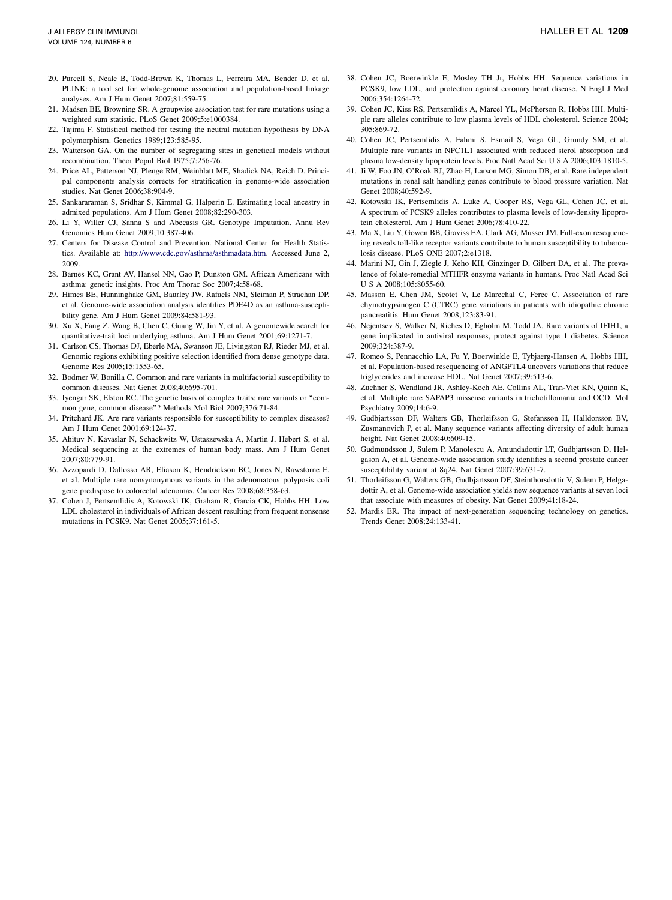20. Purcell S, Neale B, Todd-Brown K, Thomas L, Ferreira MA, Bender D, et al. PLINK: a tool set for whole-genome association and population-based linkage analyses. Am J Hum Genet 2007;81:559-75.
21. Madsen BE, Browning SR. A groupwise association test for rare mutations using a weighted sum statistic. PLoS Genet 2009;5:e1000384.
22. Tajima F. Statistical method for testing the neutral mutation hypothesis by DNA polymorphism. Genetics 1989;123:585-95.
23. Watterson GA. On the number of segregating sites in genetical models without recombination. Theor Popul Biol 1975;7:256-76.
24. Price AL, Patterson NJ, Plenge RM, Weinblatt ME, Shadick NA, Reich D. Principal components analysis corrects for stratification in genome-wide association studies. Nat Genet 2006;38:904-9.
25. Sankararaman S, Sridhar S, Kimmel G, Halperin E. Estimating local ancestry in admixed populations. Am J Hum Genet 2008;82:290-303.
26. Li Y, Willer CJ, Sanna S and Abecasis GR. Genotype Imputation. Annu Rev Genomics Hum Genet 2009;10:387-406.
27. Centers for Disease Control and Prevention. National Center for Health Statistics. Available at: http://www.cdc.gov/asthma/asthmadata.htm. Accessed June 2, 2009.
28. Barnes KC, Grant AV, Hansel NN, Gao P, Dunston GM. African Americans with asthma: genetic insights. Proc Am Thorac Soc 2007;4:58-68.
29. Himes BE, Hunninghake GM, Baurley JW, Rafaels NM, Sleiman P, Strachan DP, et al. Genome-wide association analysis identifies PDE4D as an asthma-susceptibility gene. Am J Hum Genet 2009;84:581-93.
30. Xu X, Fang Z, Wang B, Chen C, Guang W, Jin Y, et al. A genomewide search for quantitative-trait loci underlying asthma. Am J Hum Genet 2001;69:1271-7.
31. Carlson CS, Thomas DJ, Eberle MA, Swanson JE, Livingston RJ, Rieder MJ, et al. Genomic regions exhibiting positive selection identified from dense genotype data. Genome Res 2005;15:1553-65.
32. Bodmer W, Bonilla C. Common and rare variants in multifactorial susceptibility to common diseases. Nat Genet 2008;40:695-701.
33. Iyengar SK, Elston RC. The genetic basis of complex traits: rare variants or "common gene, common disease"? Methods Mol Biol 2007;376:71-84.
34. Pritchard JK. Are rare variants responsible for susceptibility to complex diseases? Am J Hum Genet 2001;69:124-37.
35. Ahituv N, Kavaslar N, Schackwitz W, Ustaszewska A, Martin J, Hebert S, et al. Medical sequencing at the extremes of human body mass. Am J Hum Genet 2007;80:779-91.
36. Azzopardi D, Dallosso AR, Eliason K, Hendrickson BC, Jones N, Rawstorne E, et al. Multiple rare nonsynonymous variants in the adenomatous polyposis coli gene predispose to colorectal adenomas. Cancer Res 2008;68:358-63.
37. Cohen J, Pertsemlidis A, Kotowski IK, Graham R, Garcia CK, Hobbs HH. Low LDL cholesterol in individuals of African descent resulting from frequent nonsense mutations in PCSK9. Nat Genet 2005;37:161-5.
38. Cohen JC, Boerwinkle E, Mosley TH Jr, Hobbs HH. Sequence variations in PCSK9, low LDL, and protection against coronary heart disease. N Engl J Med 2006;354:1264-72.
39. Cohen JC, Kiss RS, Pertsemlidis A, Marcel YL, McPherson R, Hobbs HH. Multiple rare alleles contribute to low plasma levels of HDL cholesterol. Science 2004;305:869-72.
40. Cohen JC, Pertsemlidis A, Fahmi S, Esmail S, Vega GL, Grundy SM, et al. Multiple rare variants in NPC1L1 associated with reduced sterol absorption and plasma low-density lipoprotein levels. Proc Natl Acad Sci U S A 2006;103:1810-5.
41. Ji W, Foo JN, O'Roak BJ, Zhao H, Larson MG, Simon DB, et al. Rare independent mutations in renal salt handling genes contribute to blood pressure variation. Nat Genet 2008;40:592-9.
42. Kotowski IK, Pertsemlidis A, Luke A, Cooper RS, Vega GL, Cohen JC, et al. A spectrum of PCSK9 alleles contributes to plasma levels of low-density lipoprotein cholesterol. Am J Hum Genet 2006;78:410-22.
43. Ma X, Liu Y, Gowen BB, Graviss EA, Clark AG, Musser JM. Full-exon resequencing reveals toll-like receptor variants contribute to human susceptibility to tuberculosis disease. PLoS ONE 2007;2:e1318.
44. Marini NJ, Gin J, Ziegle J, Keho KH, Ginzinger D, Gilbert DA, et al. The prevalence of folate-remedial MTHFR enzyme variants in humans. Proc Natl Acad Sci U S A 2008;105:8055-60.
45. Masson E, Chen JM, Scotet V, Le Marechal C, Ferec C. Association of rare chymotrypsinogen C (CTRC) gene variations in patients with idiopathic chronic pancreatitis. Hum Genet 2008;123:83-91.
46. Nejentsev S, Walker N, Riches D, Egholm M, Todd JA. Rare variants of IFIH1, a gene implicated in antiviral responses, protect against type 1 diabetes. Science 2009;324:387-9.
47. Romeo S, Pennacchio LA, Fu Y, Boerwinkle E, Tybjaerg-Hansen A, Hobbs HH, et al. Population-based resequencing of ANGPTL4 uncovers variations that reduce triglycerides and increase HDL. Nat Genet 2007;39:513-6.
48. Zuchner S, Wendland JR, Ashley-Koch AE, Collins AL, Tran-Viet KN, Quinn K, et al. Multiple rare SAPAP3 missense variants in trichotillomania and OCD. Mol Psychiatry 2009;14:6-9.
49. Gudbjartsson DF, Walters GB, Thorleifsson G, Stefansson H, Halldorsson BV, Zusmanovich P, et al. Many sequence variants affecting diversity of adult human height. Nat Genet 2008;40:609-15.
50. Gudmundsson J, Sulem P, Manolescu A, Amundadottir LT, Gudbjartsson D, Helgason A, et al. Genome-wide association study identifies a second prostate cancer susceptibility variant at 8q24. Nat Genet 2007;39:631-7.
51. Thorleifsson G, Walters GB, Gudbjartsson DF, Steinthorsdottir V, Sulem P, Helgadottir A, et al. Genome-wide association yields new sequence variants at seven loci that associate with measures of obesity. Nat Genet 2009;41:18-24.
52. Mardis ER. The impact of next-generation sequencing technology on genetics. Trends Genet 2008;24:133-41.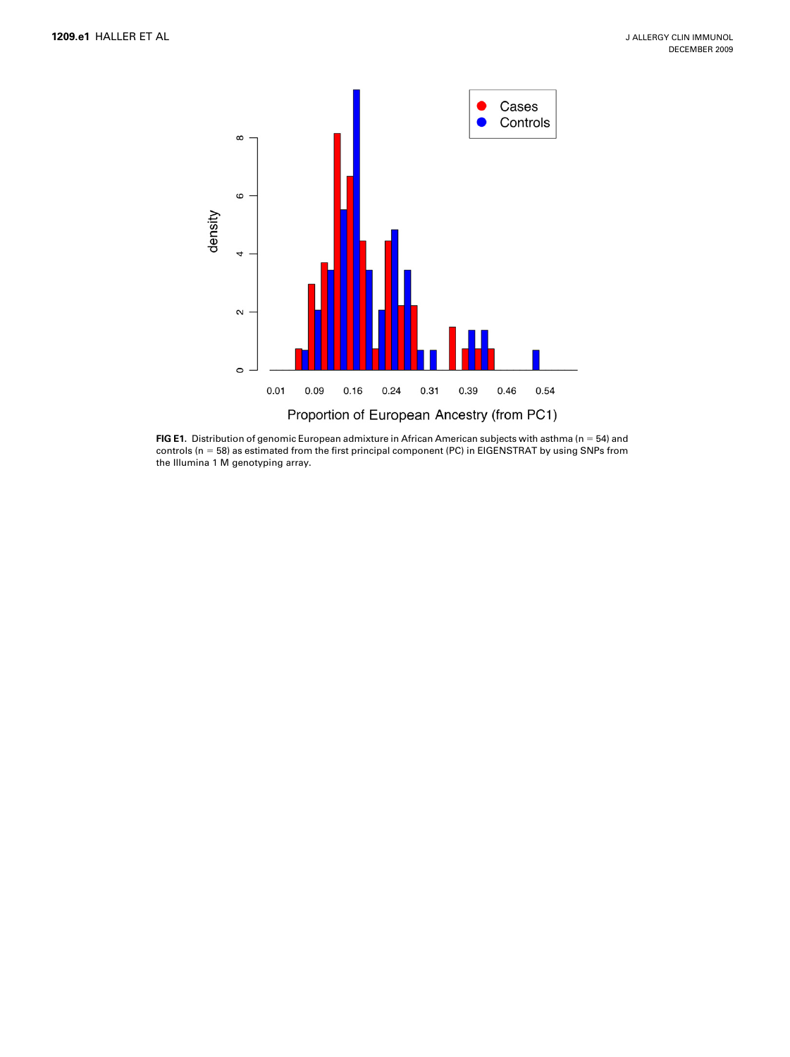**FIG E1.** Distribution of genomic European admixture in African American subjects with asthma (n = 54) and controls (n = 58) as estimated from the first principal component (PC) in EIGENSTRAT by using SNPs from the Illumina 1 M genotyping array.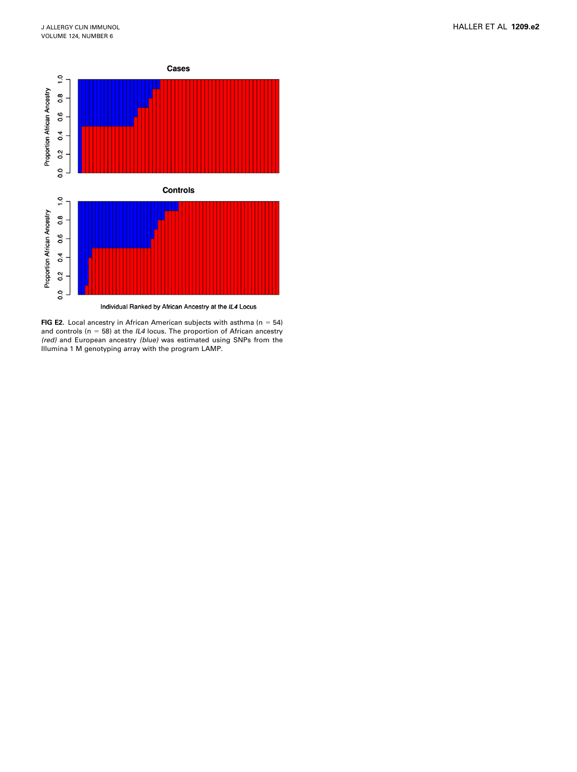**FIG E2.** Local ancestry in African American subjects with asthma (n = 54) and controls (n = 58) at the *IL4* locus. The proportion of African ancestry *(red)* and European ancestry *(blue)* was estimated using SNPs from the Illumina 1 M genotyping array with the program LAMP.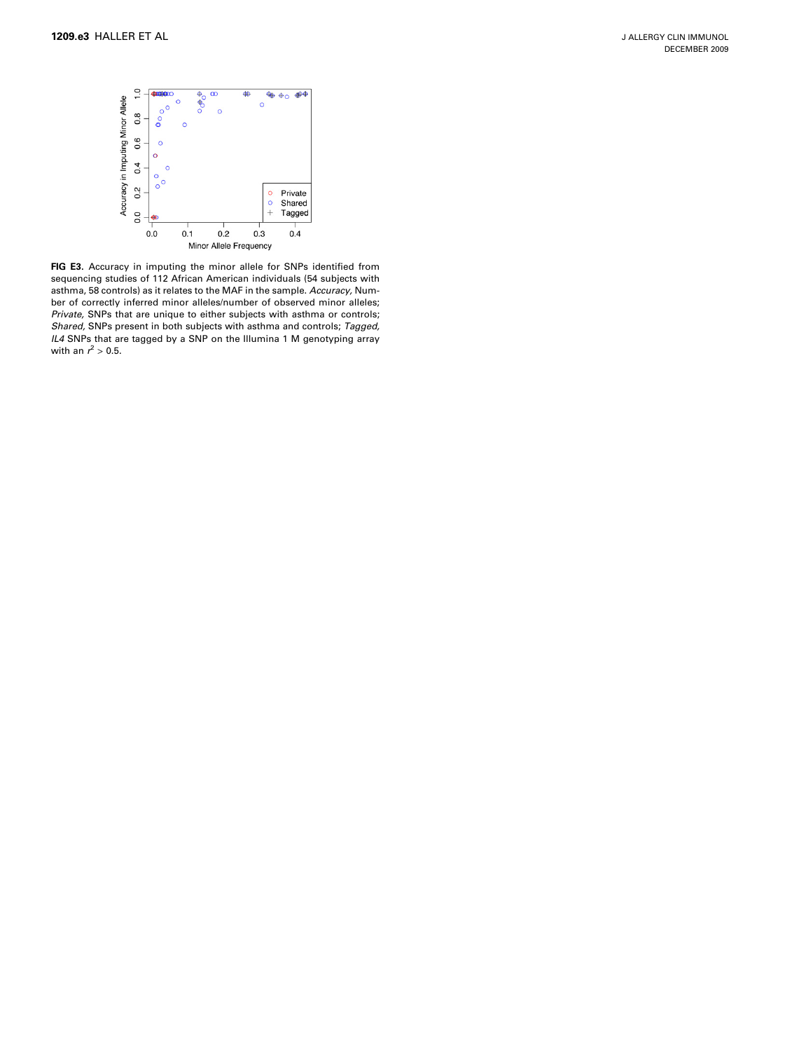**FIG E3.** Accuracy in imputing the minor allele for SNPs identified from sequencing studies of 112 African American individuals (54 subjects with asthma, 58 controls) as it relates to the MAF in the sample. *Accuracy,* Number of correctly inferred minor alleles/number of observed minor alleles; *Private,* SNPs that are unique to either subjects with asthma or controls; *Shared,* SNPs present in both subjects with asthma and controls; *Tagged, IL4* SNPs that are tagged by a SNP on the Illumina 1 M genotyping array with an $r^2 > 0.5$.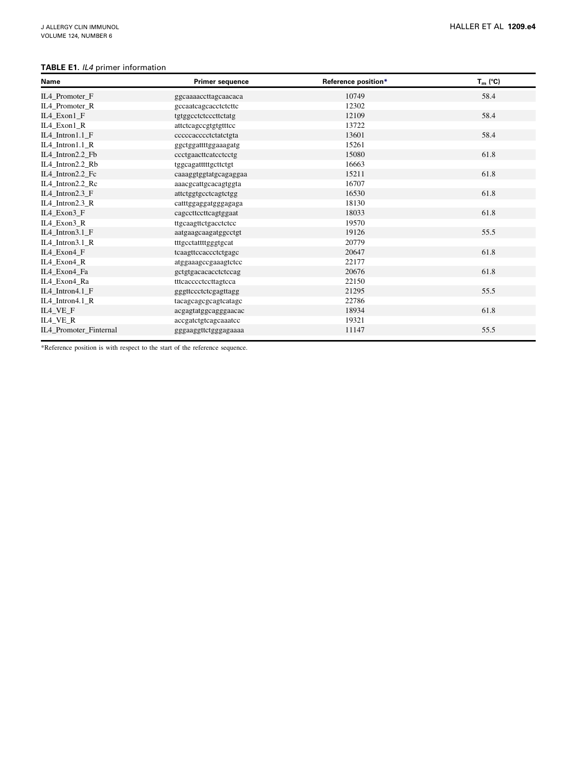**TABLE E1.** *IL4* primer information

| Name | Primer sequence | Reference position* | $T_m$ (°C) |
|---|---|---|---|
| IL4_Promoter_F | ggcaaaaccttagcaacaca | 10749 | 58.4 |
| IL4_Promoter_R | gccaatcagcacctctcttc | 12302 | |
| IL4_Exon1_F | tgtggcctctcccttctatg | 12109 | 58.4 |
| IL4_Exon1_R | attctcagccgtgtgtttcc | 13722 | |
| IL4_Intron1.1_F | cccccacccctctatctgta | 13601 | 58.4 |
| IL4_Intron1.1_R | ggctggattttggaaagatg | 15261 | |
| IL4_Intron2.2_Fb | ccctgaacttcatcctcctg | 15080 | 61.8 |
| IL4_Intron2.2_Rb | tggcagatttttgcttctgt | 16663 | |
| IL4_Intron2.2_Fc | caaaggtggtatgcagaggaa | 15211 | 61.8 |
| IL4_Intron2.2_Rc | aaacgcattgcacagtggta | 16707 | |
| IL4_Intron2.3_F | attctggtgcctcagtctgg | 16530 | 61.8 |
| IL4_Intron2.3_R | catttggaggatgggagaga | 18130 | |
| IL4_Exon3_F | cagccttccttcagtggaat | 18033 | 61.8 |
| IL4_Exon3_R | ttgcaagttctgacctctcc | 19570 | |
| IL4_Intron3.1_F | aatgaagcaagatggcctgt | 19126 | 55.5 |
| IL4_Intron3.1_R | tttgcctattttgggtgcat | 20779 | |
| IL4_Exon4_F | tcaagttccaccctctgagc | 20647 | 61.8 |
| IL4_Exon4_R | atggaaagccgaaagtctcc | 22177 | |
| IL4_Exon4_Fa | gctgtgacacacctctccag | 20676 | 61.8 |
| IL4_Exon4_Ra | tttcacccctccttagtcca | 22150 | |
| IL4_Intron4.1_F | gggttccctctcgagttagg | 21295 | 55.5 |
| IL4_Intron4.1_R | tacagcagcgcagtcatagc | 22786 | |
| IL4_VE_F | acgagtatggcagggaacac | 18934 | 61.8 |
| IL4_VE_R | accgatctgtcagcaaatcc | 19321 | |
| IL4_Promoter_Finternal | gggaaggttctgggagaaaa | 11147 | 55.5 |

*Reference position is with respect to the start of the reference sequence.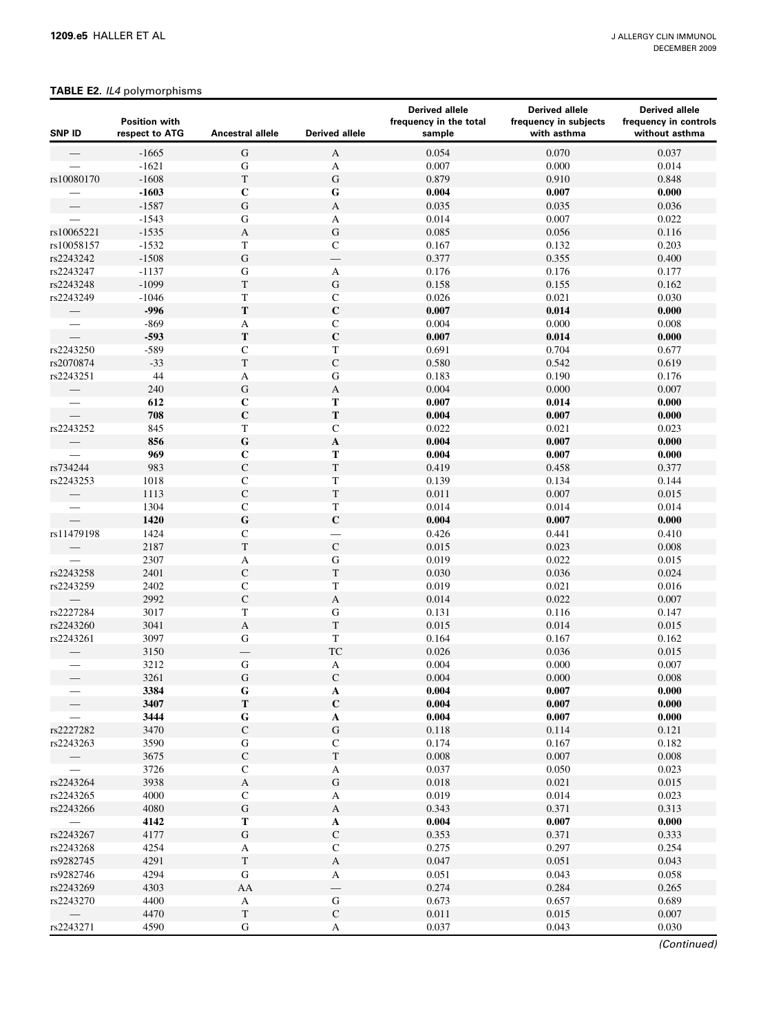**TABLE E2.** *IL4* polymorphisms

| SNP ID | Position with respect to ATG | Ancestral allele | Derived allele | Derived allele frequency in the total sample | Derived allele frequency in subjects with asthma | Derived allele frequency in controls without asthma |
|---|---|---|---|---|---|---|
| — | -1665 | G | A | 0.054 | 0.070 | 0.037 |
| — | -1621 | G | A | 0.007 | 0.000 | 0.014 |
| rs10080170 | -1608 | T | G | 0.879 | 0.910 | 0.848 |
| — | **-1603** | **C** | **G** | **0.004** | **0.007** | **0.000** |
| — | -1587 | G | A | 0.035 | 0.035 | 0.036 |
| — | -1543 | G | A | 0.014 | 0.007 | 0.022 |
| rs10065221 | -1535 | A | G | 0.085 | 0.056 | 0.116 |
| rs10058157 | -1532 | T | C | 0.167 | 0.132 | 0.203 |
| rs2243242 | -1508 | G | — | 0.377 | 0.355 | 0.400 |
| rs2243247 | -1137 | G | A | 0.176 | 0.176 | 0.177 |
| rs2243248 | -1099 | T | G | 0.158 | 0.155 | 0.162 |
| rs2243249 | -1046 | T | C | 0.026 | 0.021 | 0.030 |
| — | **-996** | **T** | **C** | **0.007** | **0.014** | **0.000** |
| — | -869 | A | C | 0.004 | 0.000 | 0.008 |
| — | **-593** | **T** | **C** | **0.007** | **0.014** | **0.000** |
| rs2243250 | -589 | C | T | 0.691 | 0.704 | 0.677 |
| rs2070874 | -33 | T | C | 0.580 | 0.542 | 0.619 |
| rs2243251 | 44 | A | G | 0.183 | 0.190 | 0.176 |
| — | 240 | G | A | 0.004 | 0.000 | 0.007 |
| — | **612** | **C** | **T** | **0.007** | **0.014** | **0.000** |
| — | **708** | **C** | **T** | **0.004** | **0.007** | **0.000** |
| rs2243252 | 845 | T | C | 0.022 | 0.021 | 0.023 |
| — | **856** | **G** | **A** | **0.004** | **0.007** | **0.000** |
| — | **969** | **C** | **T** | **0.004** | **0.007** | **0.000** |
| rs734244 | 983 | C | T | 0.419 | 0.458 | 0.377 |
| rs2243253 | 1018 | C | T | 0.139 | 0.134 | 0.144 |
| — | 1113 | C | T | 0.011 | 0.007 | 0.015 |
| — | 1304 | C | T | 0.014 | 0.014 | 0.014 |
| — | **1420** | **G** | **C** | **0.004** | **0.007** | **0.000** |
| rs11479198 | 1424 | C | — | 0.426 | 0.441 | 0.410 |
| — | 2187 | T | C | 0.015 | 0.023 | 0.008 |
| — | 2307 | A | G | 0.019 | 0.022 | 0.015 |
| rs2243258 | 2401 | C | T | 0.030 | 0.036 | 0.024 |
| rs2243259 | 2402 | C | T | 0.019 | 0.021 | 0.016 |
| — | 2992 | C | A | 0.014 | 0.022 | 0.007 |
| rs2227284 | 3017 | T | G | 0.131 | 0.116 | 0.147 |
| rs2243260 | 3041 | A | T | 0.015 | 0.014 | 0.015 |
| rs2243261 | 3097 | G | T | 0.164 | 0.167 | 0.162 |
| — | 3150 | — | TC | 0.026 | 0.036 | 0.015 |
| — | 3212 | G | A | 0.004 | 0.000 | 0.007 |
| — | 3261 | G | C | 0.004 | 0.000 | 0.008 |
| — | **3384** | **G** | **A** | **0.004** | **0.007** | **0.000** |
| — | **3407** | **T** | **C** | **0.004** | **0.007** | **0.000** |
| — | **3444** | **G** | **A** | **0.004** | **0.007** | **0.000** |
| rs2227282 | 3470 | C | G | 0.118 | 0.114 | 0.121 |
| rs2243263 | 3590 | G | C | 0.174 | 0.167 | 0.182 |
| — | 3675 | C | T | 0.008 | 0.007 | 0.008 |
| — | 3726 | C | A | 0.037 | 0.050 | 0.023 |
| rs2243264 | 3938 | A | G | 0.018 | 0.021 | 0.015 |
| rs2243265 | 4000 | C | A | 0.019 | 0.014 | 0.023 |
| rs2243266 | 4080 | G | A | 0.343 | 0.371 | 0.313 |
| — | **4142** | **T** | **A** | **0.004** | **0.007** | **0.000** |
| rs2243267 | 4177 | G | C | 0.353 | 0.371 | 0.333 |
| rs2243268 | 4254 | A | C | 0.275 | 0.297 | 0.254 |
| rs9282745 | 4291 | T | A | 0.047 | 0.051 | 0.043 |
| rs9282746 | 4294 | G | A | 0.051 | 0.043 | 0.058 |
| rs2243269 | 4303 | AA | — | 0.274 | 0.284 | 0.265 |
| rs2243270 | 4400 | A | G | 0.673 | 0.657 | 0.689 |
| — | 4470 | T | C | 0.011 | 0.015 | 0.007 |
| rs2243271 | 4590 | G | A | 0.037 | 0.043 | 0.030 |

*(Continued)*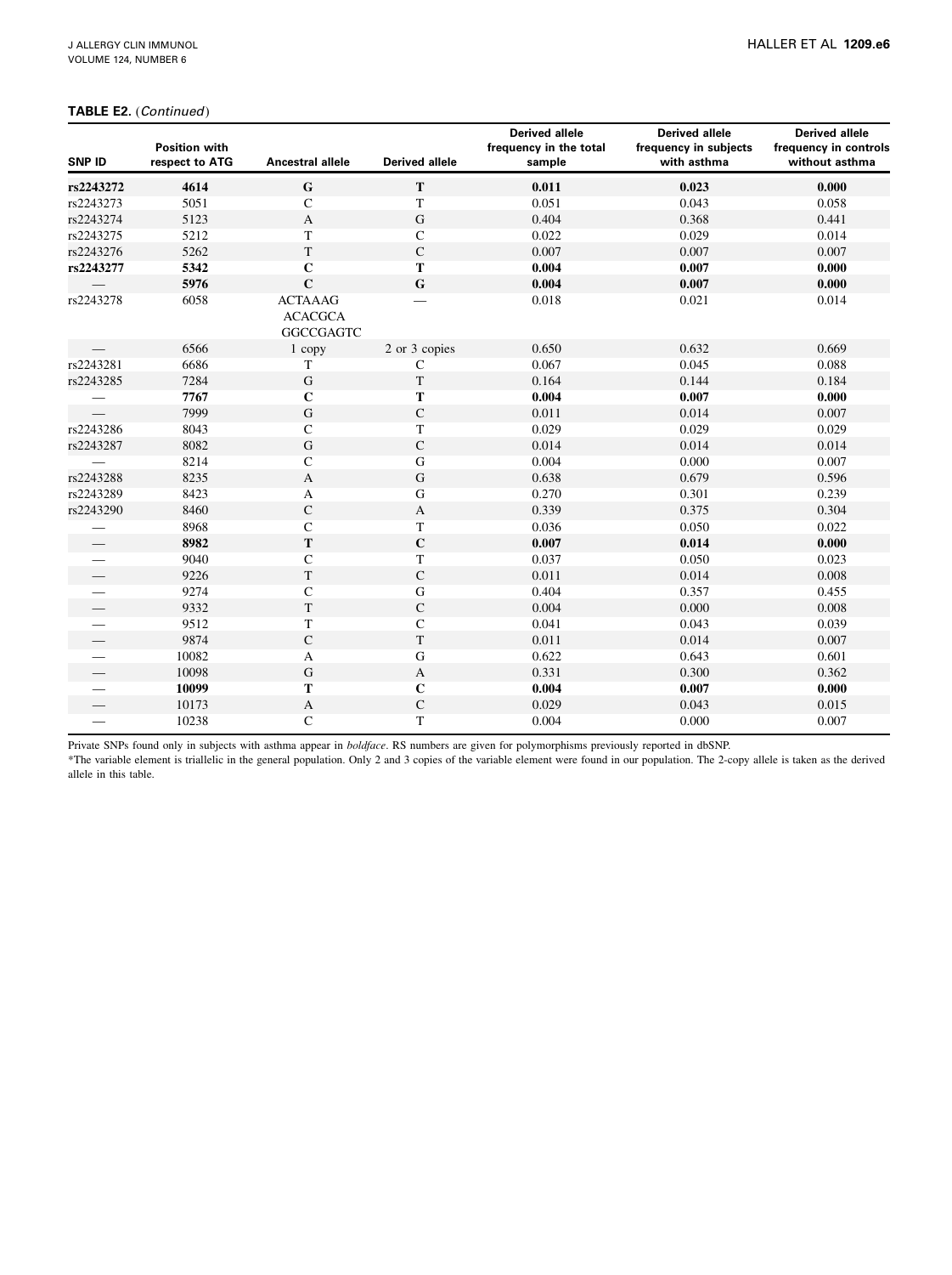**TABLE E2.** (*Continued*)

| SNP ID | Position with respect to ATG | Ancestral allele | Derived allele | Derived allele frequency in the total sample | Derived allele frequency in subjects with asthma | Derived allele frequency in controls without asthma |
|---|---|---|---|---|---|---|
| **rs2243272** | **4614** | **G** | **T** | **0.011** | **0.023** | **0.000** |
| rs2243273 | 5051 | C | T | 0.051 | 0.043 | 0.058 |
| rs2243274 | 5123 | A | G | 0.404 | 0.368 | 0.441 |
| rs2243275 | 5212 | T | C | 0.022 | 0.029 | 0.014 |
| rs2243276 | 5262 | T | C | 0.007 | 0.007 | 0.007 |
| **rs2243277** | **5342** | **C** | **T** | **0.004** | **0.007** | **0.000** |
| — | **5976** | **C** | **G** | **0.004** | **0.007** | **0.000** |
| rs2243278 | 6058 | ACTAAAG ACACGCA GGCCGAGTC | — | 0.018 | 0.021 | 0.014 |
| — | 6566 | 1 copy | 2 or 3 copies | 0.650 | 0.632 | 0.669 |
| rs2243281 | 6686 | T | C | 0.067 | 0.045 | 0.088 |
| rs2243285 | 7284 | G | T | 0.164 | 0.144 | 0.184 |
| — | **7767** | **C** | **T** | **0.004** | **0.007** | **0.000** |
| — | 7999 | G | C | 0.011 | 0.014 | 0.007 |
| rs2243286 | 8043 | C | T | 0.029 | 0.029 | 0.029 |
| rs2243287 | 8082 | G | C | 0.014 | 0.014 | 0.014 |
| — | 8214 | C | G | 0.004 | 0.000 | 0.007 |
| rs2243288 | 8235 | A | G | 0.638 | 0.679 | 0.596 |
| rs2243289 | 8423 | A | G | 0.270 | 0.301 | 0.239 |
| rs2243290 | 8460 | C | A | 0.339 | 0.375 | 0.304 |
| — | 8968 | C | T | 0.036 | 0.050 | 0.022 |
| — | **8982** | **T** | **C** | **0.007** | **0.014** | **0.000** |
| — | 9040 | C | T | 0.037 | 0.050 | 0.023 |
| — | 9226 | T | C | 0.011 | 0.014 | 0.008 |
| — | 9274 | C | G | 0.404 | 0.357 | 0.455 |
| — | 9332 | T | C | 0.004 | 0.000 | 0.008 |
| — | 9512 | T | C | 0.041 | 0.043 | 0.039 |
| — | 9874 | C | T | 0.011 | 0.014 | 0.007 |
| — | 10082 | A | G | 0.622 | 0.643 | 0.601 |
| — | 10098 | G | A | 0.331 | 0.300 | 0.362 |
| — | **10099** | **T** | **C** | **0.004** | **0.007** | **0.000** |
| — | 10173 | A | C | 0.029 | 0.043 | 0.015 |
| — | 10238 | C | T | 0.004 | 0.000 | 0.007 |

Private SNPs found only in subjects with asthma appear in *boldface*. RS numbers are given for polymorphisms previously reported in dbSNP.

*The variable element is triallelic in the general population. Only 2 and 3 copies of the variable element were found in our population. The 2-copy allele is taken as the derived allele in this table.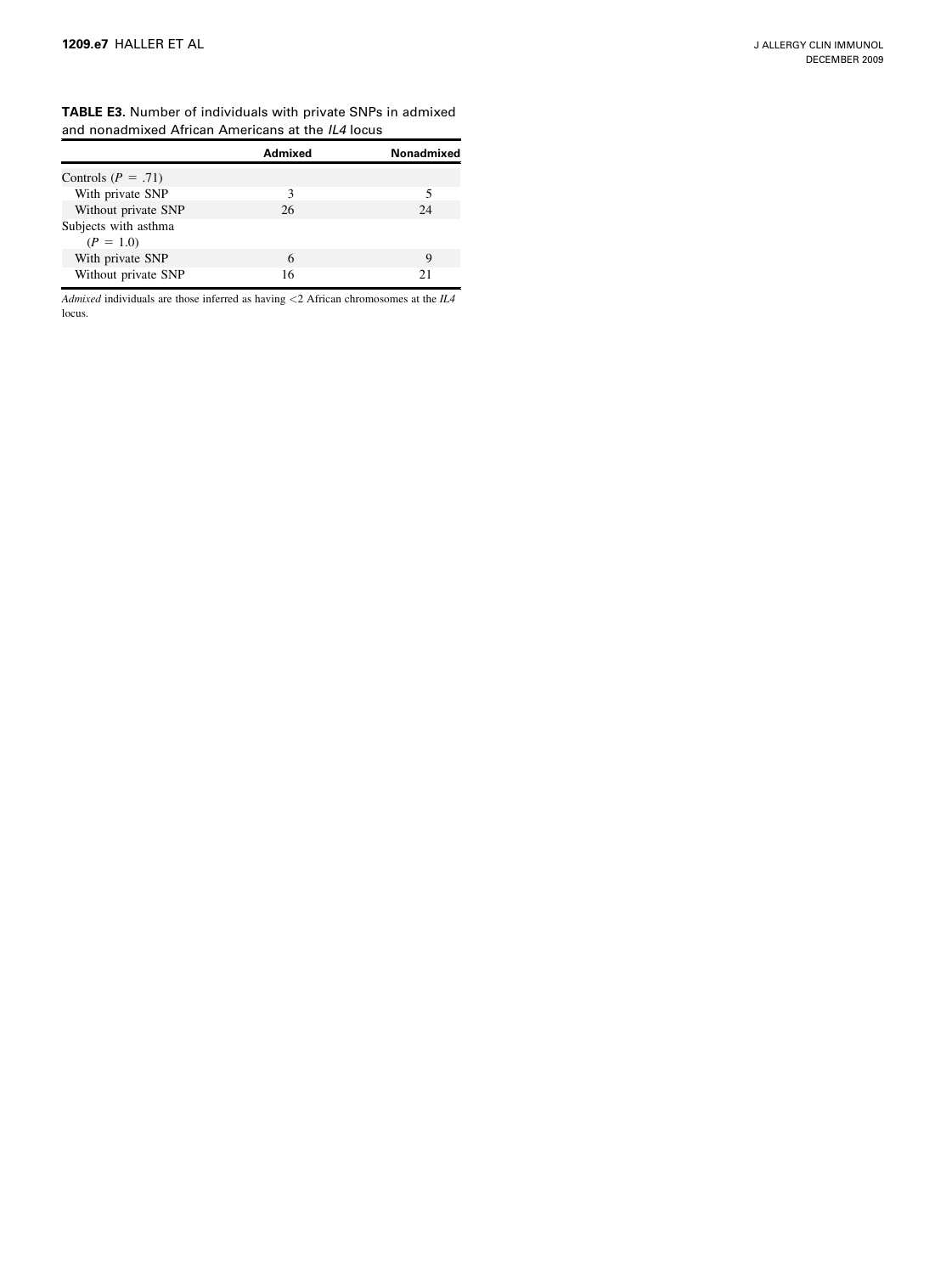**TABLE E3.** Number of individuals with private SNPs in admixed and nonadmixed African Americans at the *IL4* locus

| | Admixed | Nonadmixed |
|---|---|---|
| Controls ($P$ = .71) | | |
| With private SNP | 3 | 5 |
| Without private SNP | 26 | 24 |
| Subjects with asthma ($P$ = 1.0) | | |
| With private SNP | 6 | 9 |
| Without private SNP | 16 | 21 |

*Admixed* individuals are those inferred as having <2 African chromosomes at the *IL4* locus.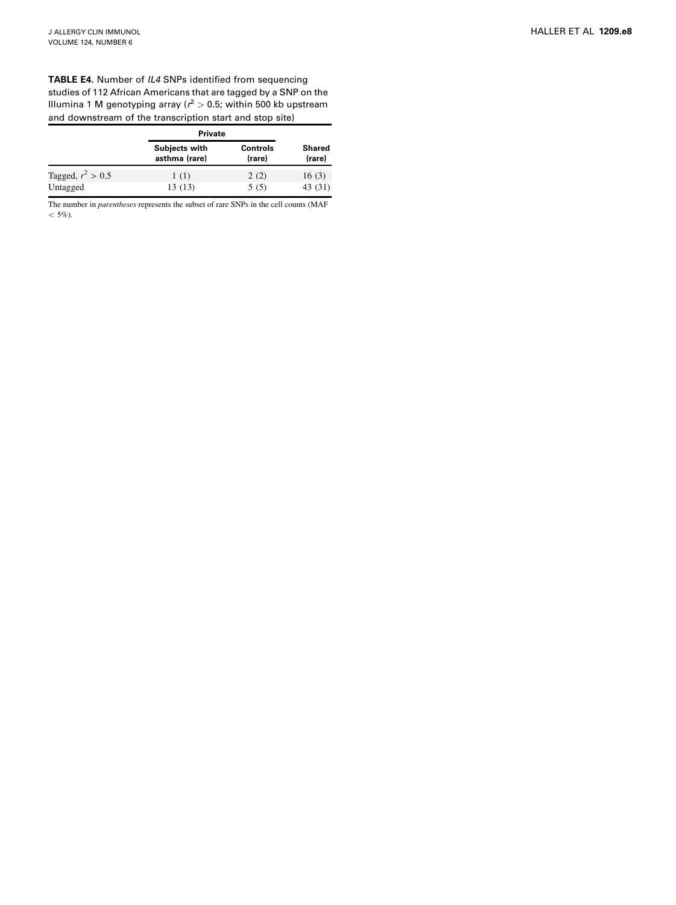**TABLE E4.** Number of *IL4* SNPs identified from sequencing studies of 112 African Americans that are tagged by a SNP on the Illumina 1 M genotyping array ($r^2 > 0.5$; within 500 kb upstream and downstream of the transcription start and stop site)

| | Private | | |
|---|---|---|---|
| | Subjects with asthma (rare) | Controls (rare) | Shared (rare) |
| Tagged, $r^2 > 0.5$ | 1 (1) | 2 (2) | 16 (3) |
| Untagged | 13 (13) | 5 (5) | 43 (31) |

The number in *parentheses* represents the subset of rare SNPs in the cell counts (MAF $< 5\%$).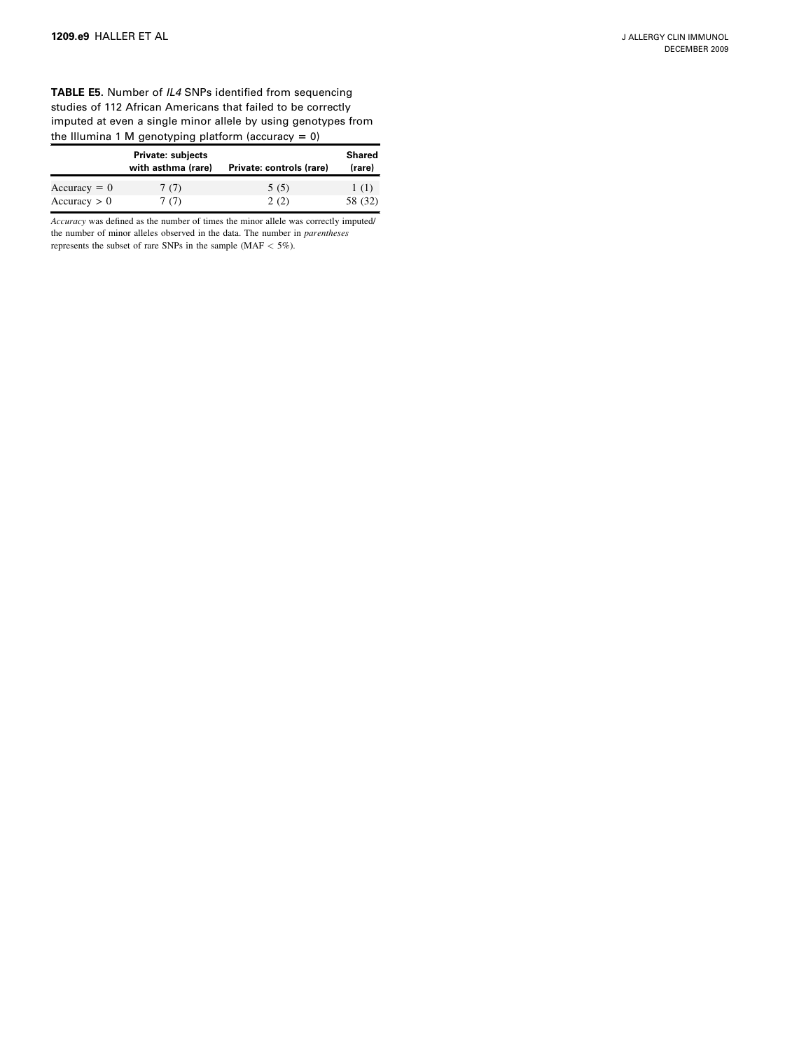**TABLE E5.** Number of *IL4* SNPs identified from sequencing studies of 112 African Americans that failed to be correctly imputed at even a single minor allele by using genotypes from the Illumina 1 M genotyping platform (accuracy = 0)

| | Private: subjects with asthma (rare) | Private: controls (rare) | Shared (rare) |
|---|---|---|---|
| Accuracy = 0 | 7 (7) | 5 (5) | 1 (1) |
| Accuracy > 0 | 7 (7) | 2 (2) | 58 (32) |

*Accuracy* was defined as the number of times the minor allele was correctly imputed/ the number of minor alleles observed in the data. The number in *parentheses* represents the subset of rare SNPs in the sample (MAF < 5%).